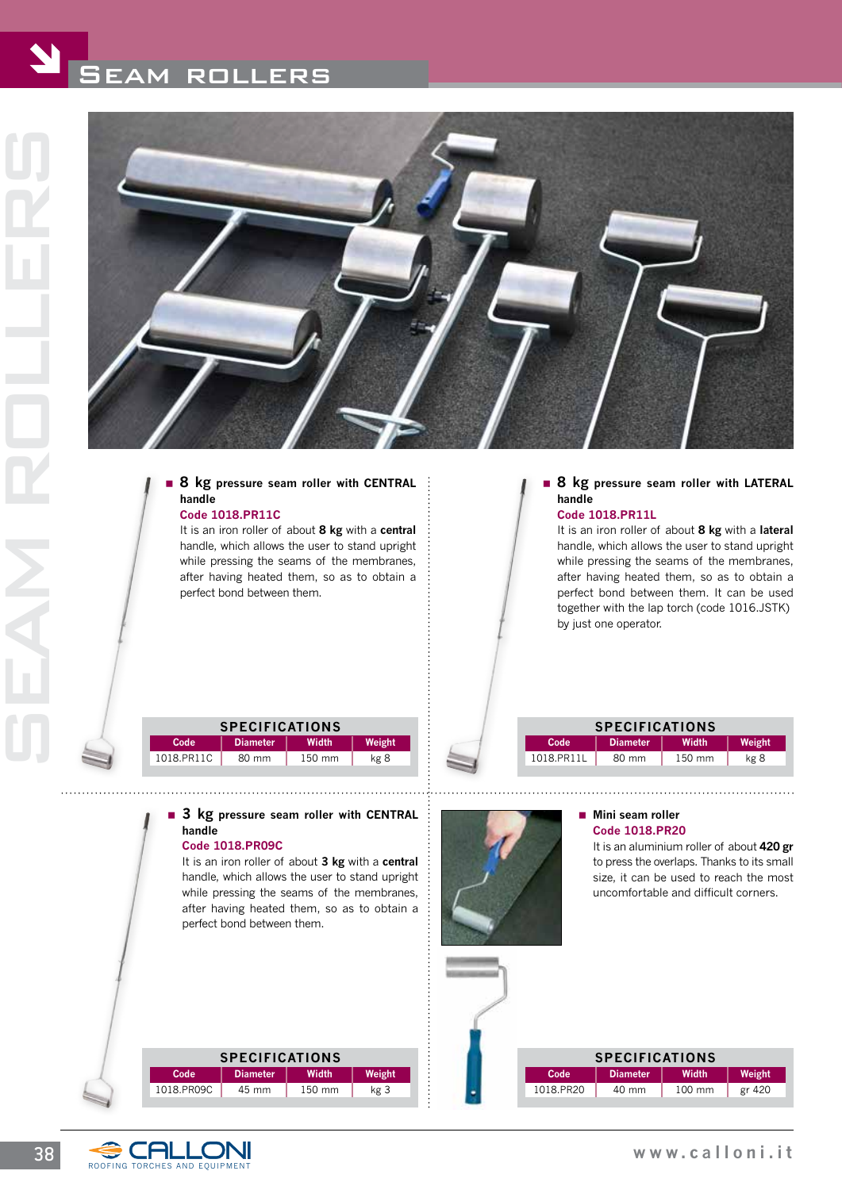# Seam rollers

## ■ 8 kg pressure seam roller with CENTRAL handle

**Code 1018.PR11C**

It is an iron roller of about **8 kg** with a **central** handle, which allows the user to stand upright while pressing the seams of the membranes, after having heated them, so as to obtain a perfect bond between them.

**SPECIFICATIONS**

| Code | Diameter | Width | Weight |
|---|---|---|---|
| 1018.PR11C | 80 mm | 150 mm | kg 8 |

## ■ 8 kg pressure seam roller with LATERAL handle

**Code 1018.PR11L**

It is an iron roller of about **8 kg** with a **lateral** handle, which allows the user to stand upright while pressing the seams of the membranes, after having heated them, so as to obtain a perfect bond between them. It can be used together with the lap torch (code 1016.JSTK) by just one operator.

**SPECIFICATIONS**

| Code | Diameter | Width | Weight |
|---|---|---|---|
| 1018.PR11L | 80 mm | 150 mm | kg 8 |

## ■ 3 kg pressure seam roller with CENTRAL handle

**Code 1018.PR09C**

It is an iron roller of about **3 kg** with a **central** handle, which allows the user to stand upright while pressing the seams of the membranes, after having heated them, so as to obtain a perfect bond between them.

**SPECIFICATIONS**

| Code | Diameter | Width | Weight |
|---|---|---|---|
| 1018.PR09C | 45 mm | 150 mm | kg 3 |

## ■ Mini seam roller

**Code 1018.PR20**

It is an aluminium roller of about **420 gr** to press the overlaps. Thanks to its small size, it can be used to reach the most uncomfortable and difficult corners.

**SPECIFICATIONS**

| Code | Diameter | Width | Weight |
|---|---|---|---|
| 1018.PR20 | 40 mm | 100 mm | gr 420 |

CALLONI ROOFING TORCHES AND EQUIPMENT

www.calloni.it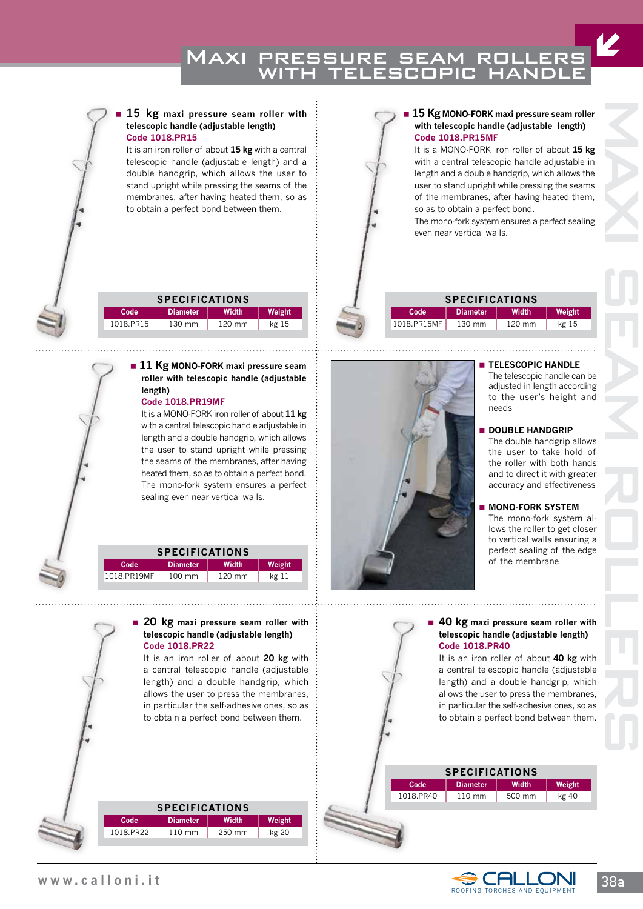# Maxi pressure seam rollers with telescopic handle

## 15 kg maxi pressure seam roller with telescopic handle (adjustable length)

**Code 1018.PR15**

It is an iron roller of about **15 kg** with a central telescopic handle (adjustable length) and a double handgrip, which allows the user to stand upright while pressing the seams of the membranes, after having heated them, so as to obtain a perfect bond between them.

**SPECIFICATIONS**

| Code | Diameter | Width | Weight |
|---|---|---|---|
| 1018.PR15 | 130 mm | 120 mm | kg 15 |

## 15 Kg MONO-FORK maxi pressure seam roller with telescopic handle (adjustable length)

**Code 1018.PR15MF**

It is a MONO-FORK iron roller of about **15 kg** with a central telescopic handle adjustable in length and a double handgrip, which allows the user to stand upright while pressing the seams of the membranes, after having heated them, so as to obtain a perfect bond.

The mono-fork system ensures a perfect sealing even near vertical walls.

**SPECIFICATIONS**

| Code | Diameter | Width | Weight |
|---|---|---|---|
| 1018.PR15MF | 130 mm | 120 mm | kg 15 |

## 11 Kg MONO-FORK maxi pressure seam roller with telescopic handle (adjustable length)

**Code 1018.PR19MF**

It is a MONO-FORK iron roller of about **11 kg** with a central telescopic handle adjustable in length and a double handgrip, which allows the user to stand upright while pressing the seams of the membranes, after having heated them, so as to obtain a perfect bond. The mono-fork system ensures a perfect sealing even near vertical walls.

**SPECIFICATIONS**

| Code | Diameter | Width | Weight |
|---|---|---|---|
| 1018.PR19MF | 100 mm | 120 mm | kg 11 |

**TELESCOPIC HANDLE**
The telescopic handle can be adjusted in length according to the user's height and needs

**DOUBLE HANDGRIP**
The double handgrip allows the user to take hold of the roller with both hands and to direct it with greater accuracy and effectiveness

**MONO-FORK SYSTEM**
The mono-fork system allows the roller to get closer to vertical walls ensuring a perfect sealing of the edge of the membrane

## 20 kg maxi pressure seam roller with telescopic handle (adjustable length)

**Code 1018.PR22**

It is an iron roller of about **20 kg** with a central telescopic handle (adjustable length) and a double handgrip, which allows the user to press the membranes, in particular the self-adhesive ones, so as to obtain a perfect bond between them.

**SPECIFICATIONS**

| Code | Diameter | Width | Weight |
|---|---|---|---|
| 1018.PR22 | 110 mm | 250 mm | kg 20 |

## 40 kg maxi pressure seam roller with telescopic handle (adjustable length)

**Code 1018.PR40**

It is an iron roller of about **40 kg** with a central telescopic handle (adjustable length) and a double handgrip, which allows the user to press the membranes, in particular the self-adhesive ones, so as to obtain a perfect bond between them.

**SPECIFICATIONS**

| Code | Diameter | Width | Weight |
|---|---|---|---|
| 1018.PR40 | 110 mm | 500 mm | kg 40 |

www.calloni.it

CALLONI – ROOFING TORCHES AND EQUIPMENT